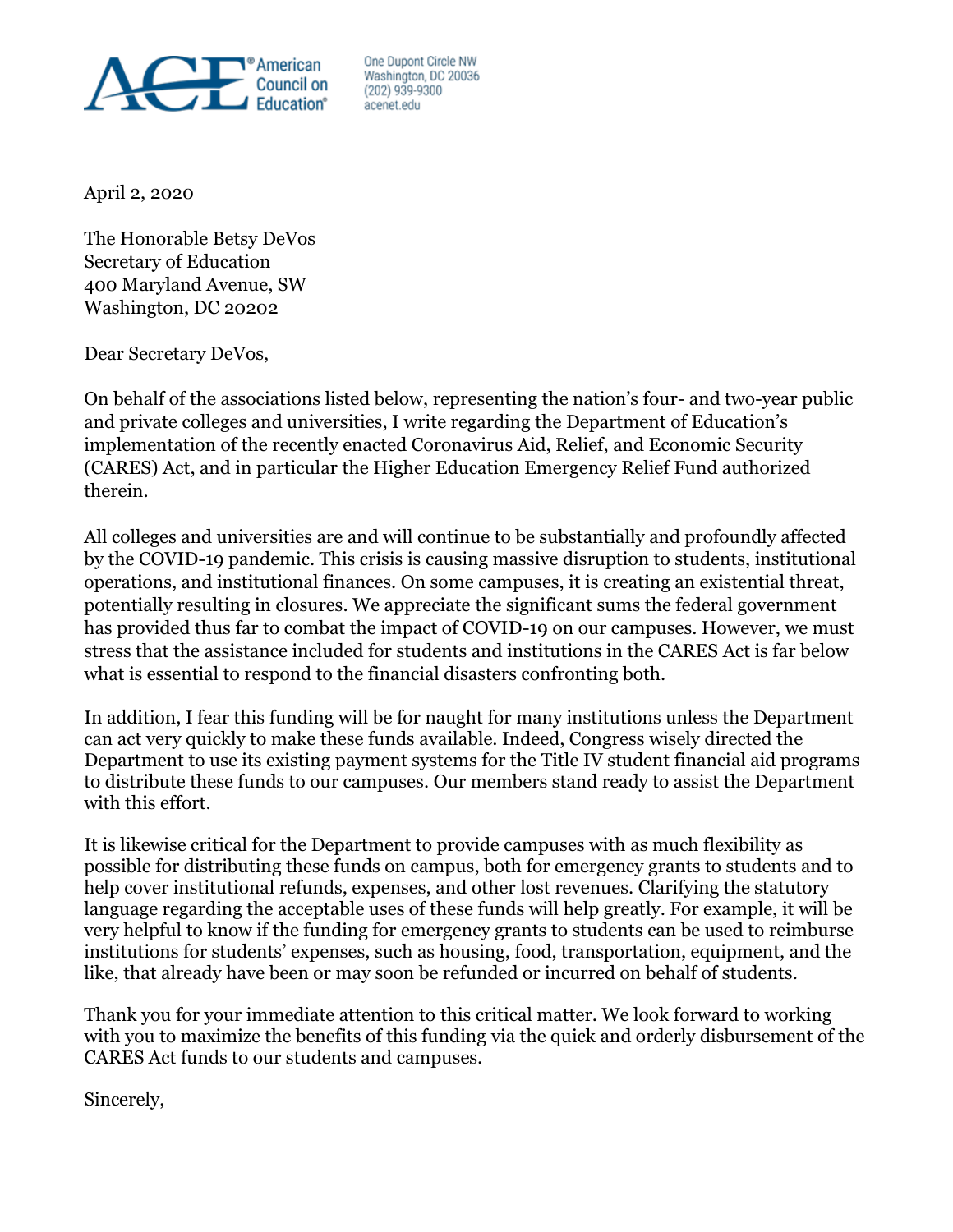American Council on Education®

One Dupont Circle NW
Washington, DC 20036
(202) 939-9300
acenet.edu

April 2, 2020

The Honorable Betsy DeVos
Secretary of Education
400 Maryland Avenue, SW
Washington, DC 20202

Dear Secretary DeVos,

On behalf of the associations listed below, representing the nation's four- and two-year public and private colleges and universities, I write regarding the Department of Education's implementation of the recently enacted Coronavirus Aid, Relief, and Economic Security (CARES) Act, and in particular the Higher Education Emergency Relief Fund authorized therein.

All colleges and universities are and will continue to be substantially and profoundly affected by the COVID-19 pandemic. This crisis is causing massive disruption to students, institutional operations, and institutional finances. On some campuses, it is creating an existential threat, potentially resulting in closures. We appreciate the significant sums the federal government has provided thus far to combat the impact of COVID-19 on our campuses. However, we must stress that the assistance included for students and institutions in the CARES Act is far below what is essential to respond to the financial disasters confronting both.

In addition, I fear this funding will be for naught for many institutions unless the Department can act very quickly to make these funds available. Indeed, Congress wisely directed the Department to use its existing payment systems for the Title IV student financial aid programs to distribute these funds to our campuses. Our members stand ready to assist the Department with this effort.

It is likewise critical for the Department to provide campuses with as much flexibility as possible for distributing these funds on campus, both for emergency grants to students and to help cover institutional refunds, expenses, and other lost revenues. Clarifying the statutory language regarding the acceptable uses of these funds will help greatly. For example, it will be very helpful to know if the funding for emergency grants to students can be used to reimburse institutions for students' expenses, such as housing, food, transportation, equipment, and the like, that already have been or may soon be refunded or incurred on behalf of students.

Thank you for your immediate attention to this critical matter. We look forward to working with you to maximize the benefits of this funding via the quick and orderly disbursement of the CARES Act funds to our students and campuses.

Sincerely,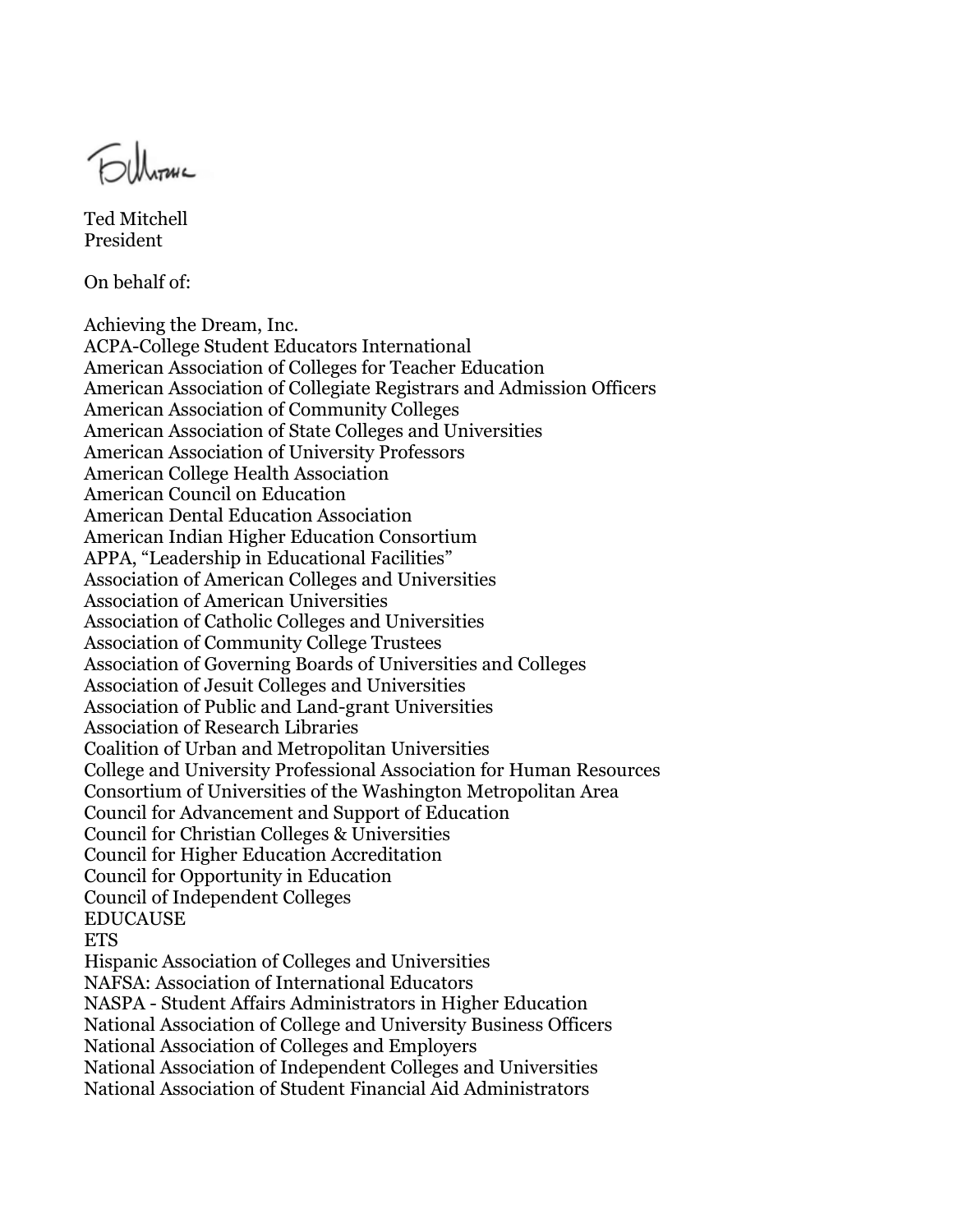Ted Mitchell
President

On behalf of:

Achieving the Dream, Inc.
ACPA-College Student Educators International
American Association of Colleges for Teacher Education
American Association of Collegiate Registrars and Admission Officers
American Association of Community Colleges
American Association of State Colleges and Universities
American Association of University Professors
American College Health Association
American Council on Education
American Dental Education Association
American Indian Higher Education Consortium
APPA, "Leadership in Educational Facilities"
Association of American Colleges and Universities
Association of American Universities
Association of Catholic Colleges and Universities
Association of Community College Trustees
Association of Governing Boards of Universities and Colleges
Association of Jesuit Colleges and Universities
Association of Public and Land-grant Universities
Association of Research Libraries
Coalition of Urban and Metropolitan Universities
College and University Professional Association for Human Resources
Consortium of Universities of the Washington Metropolitan Area
Council for Advancement and Support of Education
Council for Christian Colleges & Universities
Council for Higher Education Accreditation
Council for Opportunity in Education
Council of Independent Colleges
EDUCAUSE
ETS
Hispanic Association of Colleges and Universities
NAFSA: Association of International Educators
NASPA - Student Affairs Administrators in Higher Education
National Association of College and University Business Officers
National Association of Colleges and Employers
National Association of Independent Colleges and Universities
National Association of Student Financial Aid Administrators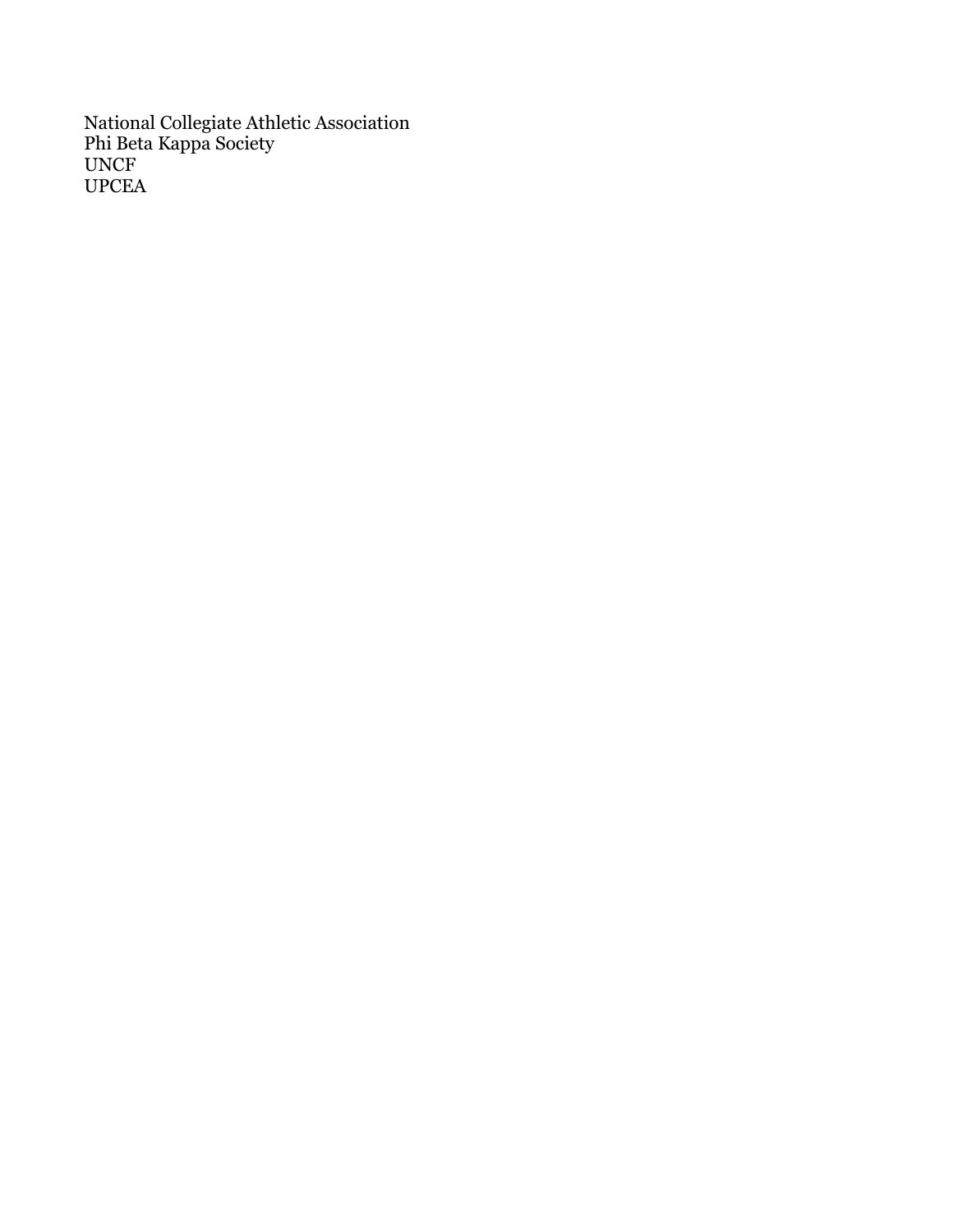National Collegiate Athletic Association
Phi Beta Kappa Society
UNCF
UPCEA